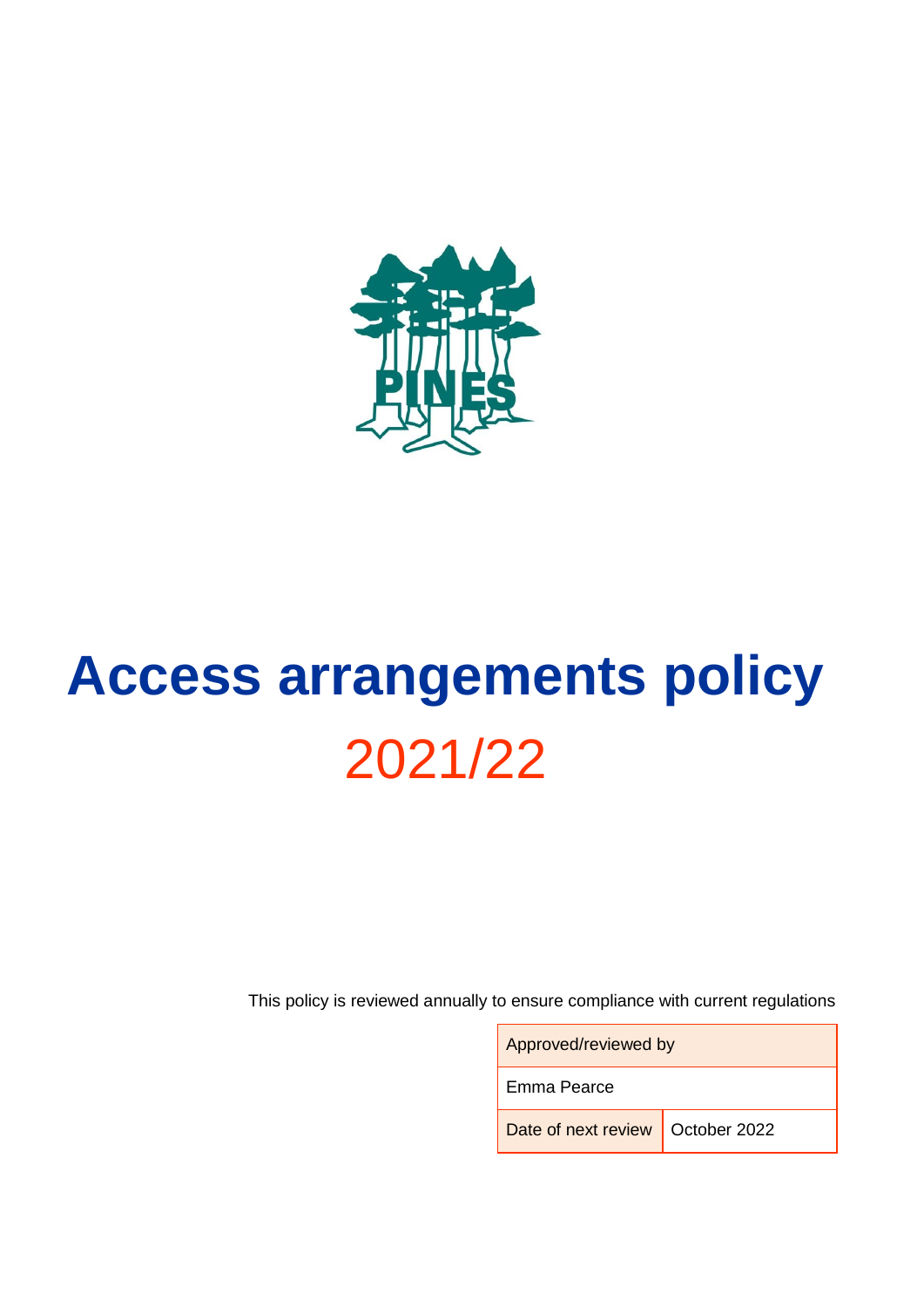PINES

# Access arrangements policy

## 2021/22

This policy is reviewed annually to ensure compliance with current regulations

| Approved/reviewed by | |
|---|---|
| Emma Pearce | |
| Date of next review | October 2022 |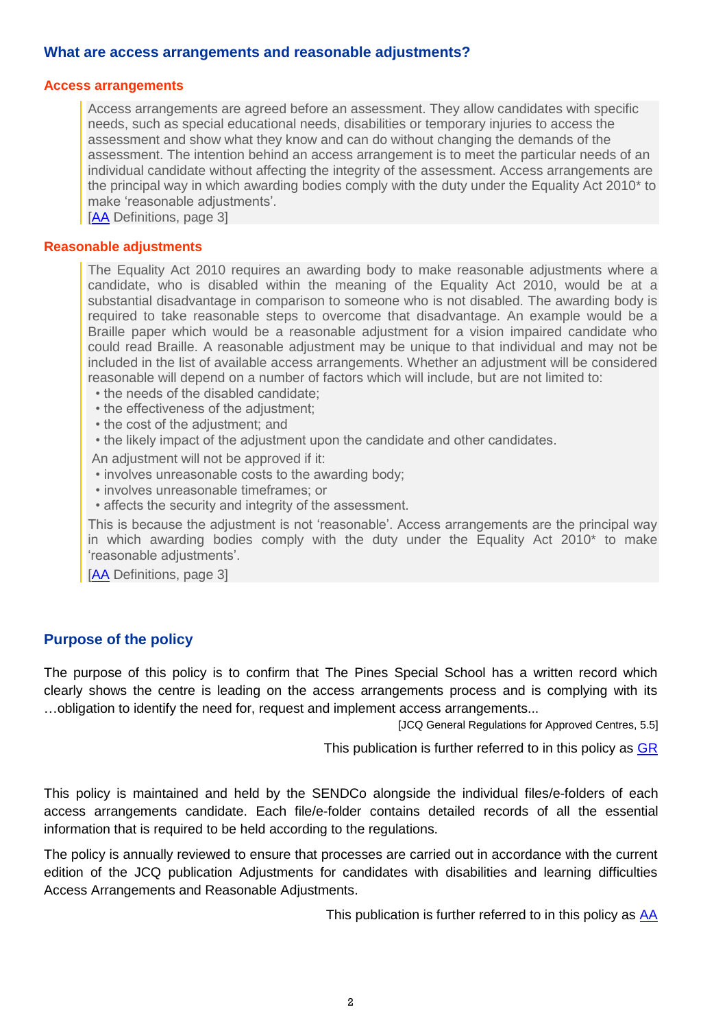## What are access arrangements and reasonable adjustments?

### Access arrangements

> Access arrangements are agreed before an assessment. They allow candidates with specific needs, such as special educational needs, disabilities or temporary injuries to access the assessment and show what they know and can do without changing the demands of the assessment. The intention behind an access arrangement is to meet the particular needs of an individual candidate without affecting the integrity of the assessment. Access arrangements are the principal way in which awarding bodies comply with the duty under the Equality Act 2010* to make 'reasonable adjustments'.
> [AA Definitions, page 3]

### Reasonable adjustments

> The Equality Act 2010 requires an awarding body to make reasonable adjustments where a candidate, who is disabled within the meaning of the Equality Act 2010, would be at a substantial disadvantage in comparison to someone who is not disabled. The awarding body is required to take reasonable steps to overcome that disadvantage. An example would be a Braille paper which would be a reasonable adjustment for a vision impaired candidate who could read Braille. A reasonable adjustment may be unique to that individual and may not be included in the list of available access arrangements. Whether an adjustment will be considered reasonable will depend on a number of factors which will include, but are not limited to:
> - the needs of the disabled candidate;
> - the effectiveness of the adjustment;
> - the cost of the adjustment; and
> - the likely impact of the adjustment upon the candidate and other candidates.
>
> An adjustment will not be approved if it:
> - involves unreasonable costs to the awarding body;
> - involves unreasonable timeframes; or
> - affects the security and integrity of the assessment.
>
> This is because the adjustment is not 'reasonable'. Access arrangements are the principal way in which awarding bodies comply with the duty under the Equality Act 2010* to make 'reasonable adjustments'.
> [AA Definitions, page 3]

## Purpose of the policy

The purpose of this policy is to confirm that The Pines Special School has a written record which clearly shows the centre is leading on the access arrangements process and is complying with its …obligation to identify the need for, request and implement access arrangements...

[JCQ General Regulations for Approved Centres, 5.5]

This publication is further referred to in this policy as GR

This policy is maintained and held by the SENDCo alongside the individual files/e-folders of each access arrangements candidate. Each file/e-folder contains detailed records of all the essential information that is required to be held according to the regulations.

The policy is annually reviewed to ensure that processes are carried out in accordance with the current edition of the JCQ publication Adjustments for candidates with disabilities and learning difficulties Access Arrangements and Reasonable Adjustments.

This publication is further referred to in this policy as AA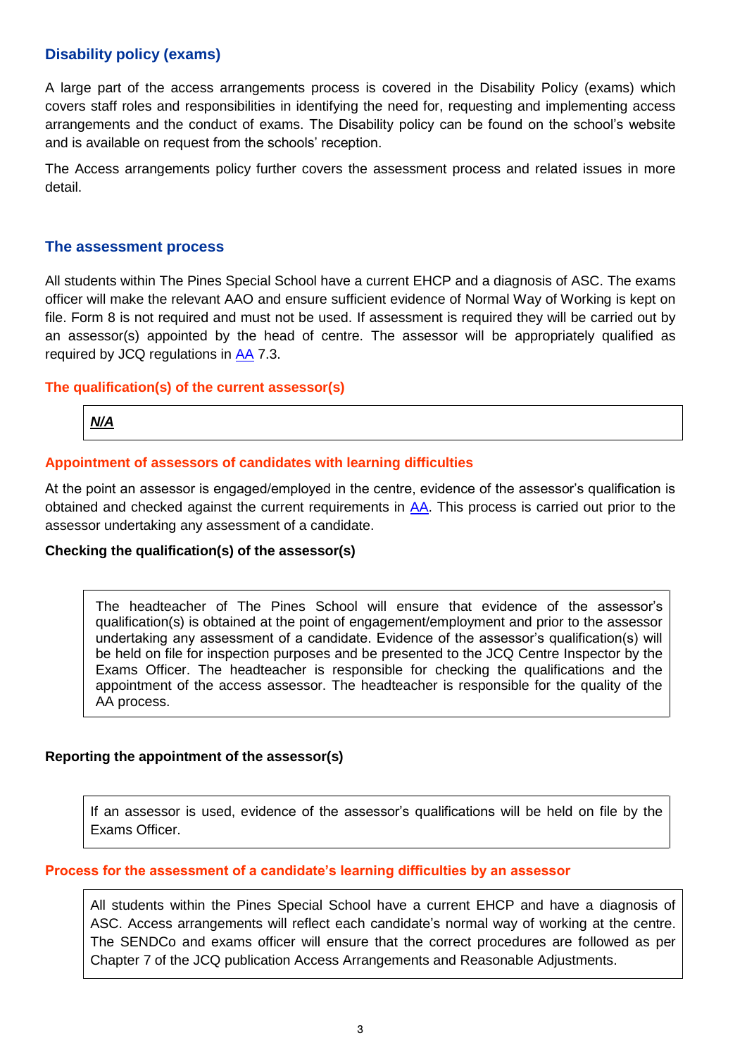## Disability policy (exams)

A large part of the access arrangements process is covered in the Disability Policy (exams) which covers staff roles and responsibilities in identifying the need for, requesting and implementing access arrangements and the conduct of exams. The Disability policy can be found on the school's website and is available on request from the schools' reception.

The Access arrangements policy further covers the assessment process and related issues in more detail.

## The assessment process

All students within The Pines Special School have a current EHCP and a diagnosis of ASC. The exams officer will make the relevant AAO and ensure sufficient evidence of Normal Way of Working is kept on file. Form 8 is not required and must not be used. If assessment is required they will be carried out by an assessor(s) appointed by the head of centre. The assessor will be appropriately qualified as required by JCQ regulations in [AA] 7.3.

### The qualification(s) of the current assessor(s)

***N/A***

### Appointment of assessors of candidates with learning difficulties

At the point an assessor is engaged/employed in the centre, evidence of the assessor's qualification is obtained and checked against the current requirements in [AA]. This process is carried out prior to the assessor undertaking any assessment of a candidate.

**Checking the qualification(s) of the assessor(s)**

The headteacher of The Pines School will ensure that evidence of the assessor's qualification(s) is obtained at the point of engagement/employment and prior to the assessor undertaking any assessment of a candidate. Evidence of the assessor's qualification(s) will be held on file for inspection purposes and be presented to the JCQ Centre Inspector by the Exams Officer. The headteacher is responsible for checking the qualifications and the appointment of the access assessor. The headteacher is responsible for the quality of the AA process.

**Reporting the appointment of the assessor(s)**

If an assessor is used, evidence of the assessor's qualifications will be held on file by the Exams Officer.

### Process for the assessment of a candidate's learning difficulties by an assessor

All students within the Pines Special School have a current EHCP and have a diagnosis of ASC. Access arrangements will reflect each candidate's normal way of working at the centre. The SENDCo and exams officer will ensure that the correct procedures are followed as per Chapter 7 of the JCQ publication Access Arrangements and Reasonable Adjustments.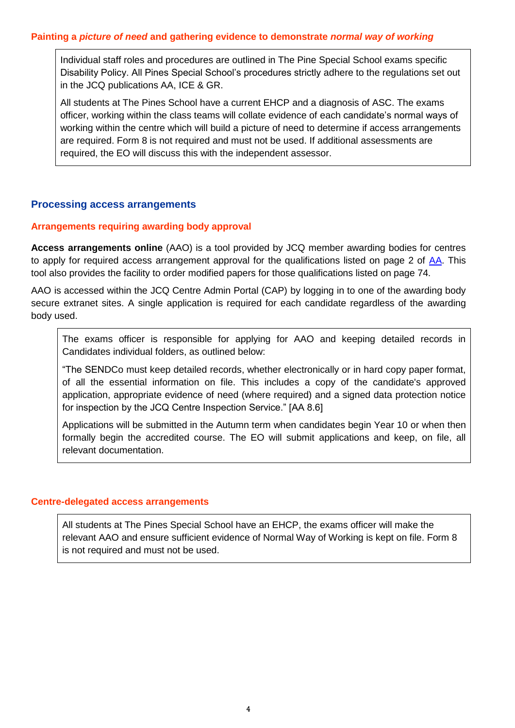### Painting a *picture of need* and gathering evidence to demonstrate *normal way of working*

Individual staff roles and procedures are outlined in The Pine Special School exams specific Disability Policy. All Pines Special School's procedures strictly adhere to the regulations set out in the JCQ publications AA, ICE & GR.

All students at The Pines School have a current EHCP and a diagnosis of ASC. The exams officer, working within the class teams will collate evidence of each candidate's normal ways of working within the centre which will build a picture of need to determine if access arrangements are required. Form 8 is not required and must not be used. If additional assessments are required, the EO will discuss this with the independent assessor.

## Processing access arrangements

### Arrangements requiring awarding body approval

**Access arrangements online** (AAO) is a tool provided by JCQ member awarding bodies for centres to apply for required access arrangement approval for the qualifications listed on page 2 of AA. This tool also provides the facility to order modified papers for those qualifications listed on page 74.

AAO is accessed within the JCQ Centre Admin Portal (CAP) by logging in to one of the awarding body secure extranet sites. A single application is required for each candidate regardless of the awarding body used.

The exams officer is responsible for applying for AAO and keeping detailed records in Candidates individual folders, as outlined below:

"The SENDCo must keep detailed records, whether electronically or in hard copy paper format, of all the essential information on file. This includes a copy of the candidate's approved application, appropriate evidence of need (where required) and a signed data protection notice for inspection by the JCQ Centre Inspection Service." [AA 8.6]

Applications will be submitted in the Autumn term when candidates begin Year 10 or when then formally begin the accredited course. The EO will submit applications and keep, on file, all relevant documentation.

### Centre-delegated access arrangements

All students at The Pines Special School have an EHCP, the exams officer will make the relevant AAO and ensure sufficient evidence of Normal Way of Working is kept on file. Form 8 is not required and must not be used.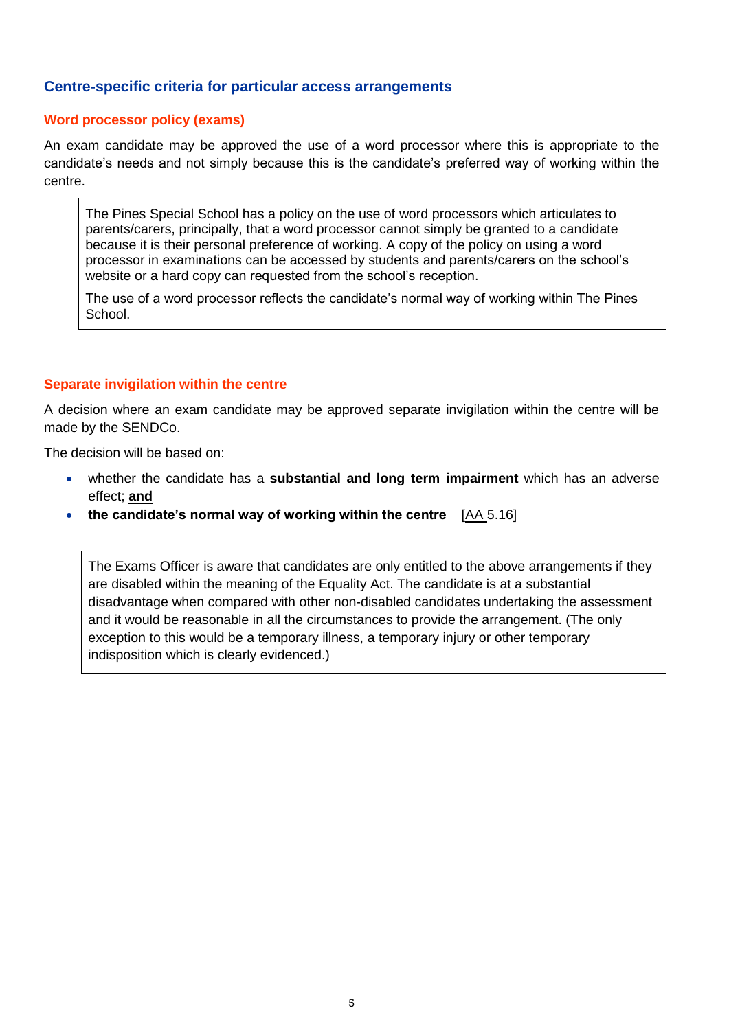## Centre-specific criteria for particular access arrangements

### Word processor policy (exams)

An exam candidate may be approved the use of a word processor where this is appropriate to the candidate's needs and not simply because this is the candidate's preferred way of working within the centre.

> The Pines Special School has a policy on the use of word processors which articulates to parents/carers, principally, that a word processor cannot simply be granted to a candidate because it is their personal preference of working. A copy of the policy on using a word processor in examinations can be accessed by students and parents/carers on the school's website or a hard copy can requested from the school's reception.
>
> The use of a word processor reflects the candidate's normal way of working within The Pines School.

### Separate invigilation within the centre

A decision where an exam candidate may be approved separate invigilation within the centre will be made by the SENDCo.

The decision will be based on:

- whether the candidate has a **substantial and long term impairment** which has an adverse effect; **and**
- **the candidate's normal way of working within the centre** [AA 5.16]

> The Exams Officer is aware that candidates are only entitled to the above arrangements if they are disabled within the meaning of the Equality Act. The candidate is at a substantial disadvantage when compared with other non-disabled candidates undertaking the assessment and it would be reasonable in all the circumstances to provide the arrangement. (The only exception to this would be a temporary illness, a temporary injury or other temporary indisposition which is clearly evidenced.)